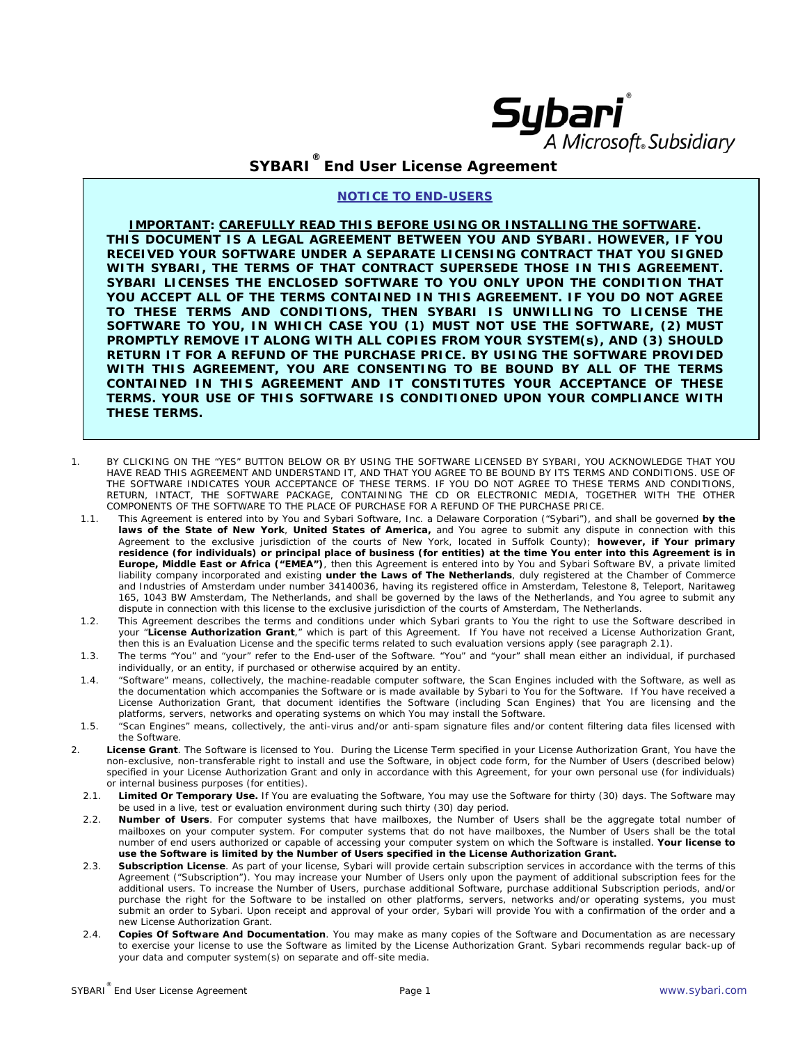Sybari® A Microsoft® Subsidiary

# SYBARI® End User License Agreement

**NOTICE TO END-USERS**

**IMPORTANT: CAREFULLY READ THIS BEFORE USING OR INSTALLING THE SOFTWARE. THIS DOCUMENT IS A LEGAL AGREEMENT BETWEEN YOU AND SYBARI. HOWEVER, IF YOU RECEIVED YOUR SOFTWARE UNDER A SEPARATE LICENSING CONTRACT THAT YOU SIGNED WITH SYBARI, THE TERMS OF THAT CONTRACT SUPERSEDE THOSE IN THIS AGREEMENT. SYBARI LICENSES THE ENCLOSED SOFTWARE TO YOU ONLY UPON THE CONDITION THAT YOU ACCEPT ALL OF THE TERMS CONTAINED IN THIS AGREEMENT. IF YOU DO NOT AGREE TO THESE TERMS AND CONDITIONS, THEN SYBARI IS UNWILLING TO LICENSE THE SOFTWARE TO YOU, IN WHICH CASE YOU (1) MUST NOT USE THE SOFTWARE, (2) MUST PROMPTLY REMOVE IT ALONG WITH ALL COPIES FROM YOUR SYSTEM(s), AND (3) SHOULD RETURN IT FOR A REFUND OF THE PURCHASE PRICE. BY USING THE SOFTWARE PROVIDED WITH THIS AGREEMENT, YOU ARE CONSENTING TO BE BOUND BY ALL OF THE TERMS CONTAINED IN THIS AGREEMENT AND IT CONSTITUTES YOUR ACCEPTANCE OF THESE TERMS. YOUR USE OF THIS SOFTWARE IS CONDITIONED UPON YOUR COMPLIANCE WITH THESE TERMS.**

1. BY CLICKING ON THE "YES" BUTTON BELOW OR BY USING THE SOFTWARE LICENSED BY SYBARI, YOU ACKNOWLEDGE THAT YOU HAVE READ THIS AGREEMENT AND UNDERSTAND IT, AND THAT YOU AGREE TO BE BOUND BY ITS TERMS AND CONDITIONS. USE OF THE SOFTWARE INDICATES YOUR ACCEPTANCE OF THESE TERMS. IF YOU DO NOT AGREE TO THESE TERMS AND CONDITIONS, RETURN, INTACT, THE SOFTWARE PACKAGE, CONTAINING THE CD OR ELECTRONIC MEDIA, TOGETHER WITH THE OTHER COMPONENTS OF THE SOFTWARE TO THE PLACE OF PURCHASE FOR A REFUND OF THE PURCHASE PRICE.
   1.1. This Agreement is entered into by You and Sybari Software, Inc. a Delaware Corporation ("Sybari"), and shall be governed **by the laws of the State of New York**, **United States of America,** and You agree to submit any dispute in connection with this Agreement to the exclusive jurisdiction of the courts of New York, located in Suffolk County); **however, if Your primary residence (for individuals) or principal place of business (for entities) at the time You enter into this Agreement is in Europe, Middle East or Africa ("EMEA")**, then this Agreement is entered into by You and Sybari Software BV, a private limited liability company incorporated and existing **under the Laws of The Netherlands**, duly registered at the Chamber of Commerce and Industries of Amsterdam under number 34140036, having its registered office in Amsterdam, Telestone 8, Teleport, Naritaweg 165, 1043 BW Amsterdam, The Netherlands, and shall be governed by the laws of the Netherlands, and You agree to submit any dispute in connection with this license to the exclusive jurisdiction of the courts of Amsterdam, The Netherlands.
   1.2. This Agreement describes the terms and conditions under which Sybari grants to You the right to use the Software described in your "**License Authorization Grant**," which is part of this Agreement. If You have not received a License Authorization Grant, then this is an Evaluation License and the specific terms related to such evaluation versions apply (see paragraph 2.1).
   1.3. The terms "You" and "your" refer to the End-user of the Software. "You" and "your" shall mean either an individual, if purchased individually, or an entity, if purchased or otherwise acquired by an entity.
   1.4. "Software" means, collectively, the machine-readable computer software, the Scan Engines included with the Software, as well as the documentation which accompanies the Software or is made available by Sybari to You for the Software. If You have received a License Authorization Grant, that document identifies the Software (including Scan Engines) that You are licensing and the platforms, servers, networks and operating systems on which You may install the Software.
   1.5. "Scan Engines" means, collectively, the anti-virus and/or anti-spam signature files and/or content filtering data files licensed with the Software.
2. **License Grant**. The Software is licensed to You. During the License Term specified in your License Authorization Grant, You have the non-exclusive, non-transferable right to install and use the Software, in object code form, for the Number of Users (described below) specified in your License Authorization Grant and only in accordance with this Agreement, for your own personal use (for individuals) or internal business purposes (for entities).
   2.1. **Limited Or Temporary Use.** If You are evaluating the Software, You may use the Software for thirty (30) days. The Software may be used in a live, test or evaluation environment during such thirty (30) day period.
   2.2. **Number of Users**. For computer systems that have mailboxes, the Number of Users shall be the aggregate total number of mailboxes on your computer system. For computer systems that do not have mailboxes, the Number of Users shall be the total number of end users authorized or capable of accessing your computer system on which the Software is installed. **Your license to use the Software is limited by the Number of Users specified in the License Authorization Grant.**
   2.3. **Subscription License**. As part of your license, Sybari will provide certain subscription services in accordance with the terms of this Agreement ("Subscription"). You may increase your Number of Users only upon the payment of additional subscription fees for the additional users. To increase the Number of Users, purchase additional Software, purchase additional Subscription periods, and/or purchase the right for the Software to be installed on other platforms, servers, networks and/or operating systems, you must submit an order to Sybari. Upon receipt and approval of your order, Sybari will provide You with a confirmation of the order and a new License Authorization Grant.
   2.4. **Copies Of Software And Documentation**. You may make as many copies of the Software and Documentation as are necessary to exercise your license to use the Software as limited by the License Authorization Grant. Sybari recommends regular back-up of your data and computer system(s) on separate and off-site media.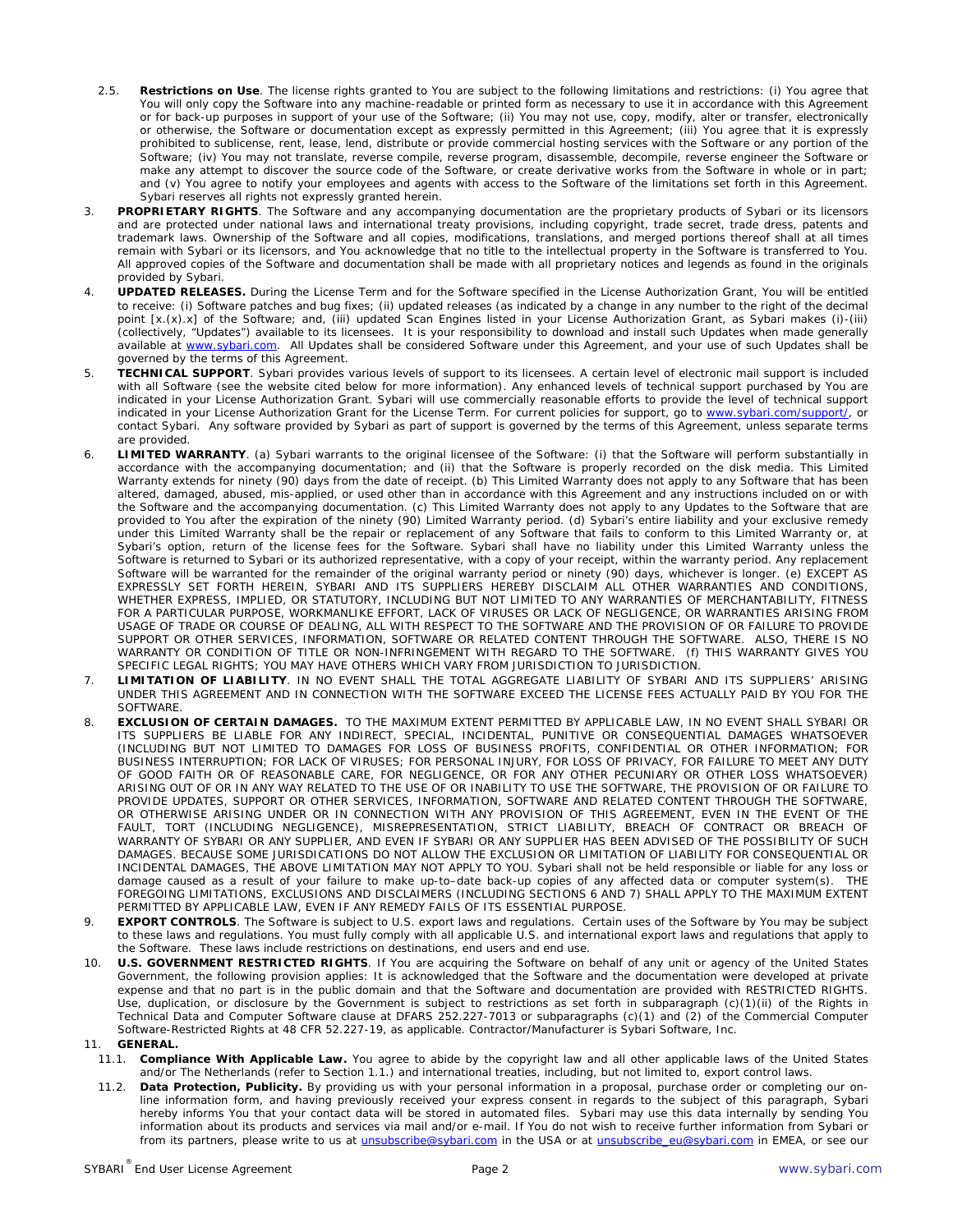2.5. **Restrictions on Use**. The license rights granted to You are subject to the following limitations and restrictions: (i) You agree that You will only copy the Software into any machine-readable or printed form as necessary to use it in accordance with this Agreement or for back-up purposes in support of your use of the Software; (ii) You may not use, copy, modify, alter or transfer, electronically or otherwise, the Software or documentation except as expressly permitted in this Agreement; (iii) You agree that it is expressly prohibited to sublicense, rent, lease, lend, distribute or provide commercial hosting services with the Software or any portion of the Software; (iv) You may not translate, reverse compile, reverse program, disassemble, decompile, reverse engineer the Software or make any attempt to discover the source code of the Software, or create derivative works from the Software in whole or in part; and (v) You agree to notify your employees and agents with access to the Software of the limitations set forth in this Agreement. Sybari reserves all rights not expressly granted herein.

3. **PROPRIETARY RIGHTS**. The Software and any accompanying documentation are the proprietary products of Sybari or its licensors and are protected under national laws and international treaty provisions, including copyright, trade secret, trade dress, patents and trademark laws. Ownership of the Software and all copies, modifications, translations, and merged portions thereof shall at all times remain with Sybari or its licensors, and You acknowledge that no title to the intellectual property in the Software is transferred to You. All approved copies of the Software and documentation shall be made with all proprietary notices and legends as found in the originals provided by Sybari.

4. **UPDATED RELEASES.** During the License Term and for the Software specified in the License Authorization Grant, You will be entitled to receive: (i) Software patches and bug fixes; (ii) updated releases (as indicated by a change in any number to the right of the decimal point [x.(x).x] of the Software; and, (iii) updated Scan Engines listed in your License Authorization Grant, as Sybari makes (i)-(iii) (collectively, "Updates") available to its licensees. It is your responsibility to download and install such Updates when made generally available at www.sybari.com. All Updates shall be considered Software under this Agreement, and your use of such Updates shall be governed by the terms of this Agreement.

5. **TECHNICAL SUPPORT**. Sybari provides various levels of support to its licensees. A certain level of electronic mail support is included with all Software (see the website cited below for more information). Any enhanced levels of technical support purchased by You are indicated in your License Authorization Grant. Sybari will use commercially reasonable efforts to provide the level of technical support indicated in your License Authorization Grant for the License Term. For current policies for support, go to www.sybari.com/support/, or contact Sybari. Any software provided by Sybari as part of support is governed by the terms of this Agreement, unless separate terms are provided.

6. **LIMITED WARRANTY**. (a) Sybari warrants to the original licensee of the Software: (i) that the Software will perform substantially in accordance with the accompanying documentation; and (ii) that the Software is properly recorded on the disk media. This Limited Warranty extends for ninety (90) days from the date of receipt. (b) This Limited Warranty does not apply to any Software that has been altered, damaged, abused, mis-applied, or used other than in accordance with this Agreement and any instructions included on or with the Software and the accompanying documentation. (c) This Limited Warranty does not apply to any Updates to the Software that are provided to You after the expiration of the ninety (90) Limited Warranty period. (d) Sybari's entire liability and your exclusive remedy under this Limited Warranty shall be the repair or replacement of any Software that fails to conform to this Limited Warranty or, at Sybari's option, return of the license fees for the Software. Sybari shall have no liability under this Limited Warranty unless the Software is returned to Sybari or its authorized representative, with a copy of your receipt, within the warranty period. Any replacement Software will be warranted for the remainder of the original warranty period or ninety (90) days, whichever is longer. (e) EXCEPT AS EXPRESSLY SET FORTH HEREIN, SYBARI AND ITS SUPPLIERS HEREBY DISCLAIM ALL OTHER WARRANTIES AND CONDITIONS, WHETHER EXPRESS, IMPLIED, OR STATUTORY, INCLUDING BUT NOT LIMITED TO ANY WARRANTIES OF MERCHANTABILITY, FITNESS FOR A PARTICULAR PURPOSE, WORKMANLIKE EFFORT, LACK OF VIRUSES OR LACK OF NEGLIGENCE, OR WARRANTIES ARISING FROM USAGE OF TRADE OR COURSE OF DEALING, ALL WITH RESPECT TO THE SOFTWARE AND THE PROVISION OF OR FAILURE TO PROVIDE SUPPORT OR OTHER SERVICES, INFORMATION, SOFTWARE OR RELATED CONTENT THROUGH THE SOFTWARE. ALSO, THERE IS NO WARRANTY OR CONDITION OF TITLE OR NON-INFRINGEMENT WITH REGARD TO THE SOFTWARE. (f) THIS WARRANTY GIVES YOU SPECIFIC LEGAL RIGHTS; YOU MAY HAVE OTHERS WHICH VARY FROM JURISDICTION TO JURISDICTION.

7. **LIMITATION OF LIABILITY**. IN NO EVENT SHALL THE TOTAL AGGREGATE LIABILITY OF SYBARI AND ITS SUPPLIERS' ARISING UNDER THIS AGREEMENT AND IN CONNECTION WITH THE SOFTWARE EXCEED THE LICENSE FEES ACTUALLY PAID BY YOU FOR THE SOFTWARE.

8. **EXCLUSION OF CERTAIN DAMAGES.** TO THE MAXIMUM EXTENT PERMITTED BY APPLICABLE LAW, IN NO EVENT SHALL SYBARI OR ITS SUPPLIERS BE LIABLE FOR ANY INDIRECT, SPECIAL, INCIDENTAL, PUNITIVE OR CONSEQUENTIAL DAMAGES WHATSOEVER (INCLUDING BUT NOT LIMITED TO DAMAGES FOR LOSS OF BUSINESS PROFITS, CONFIDENTIAL OR OTHER INFORMATION; FOR BUSINESS INTERRUPTION; FOR LACK OF VIRUSES; FOR PERSONAL INJURY, FOR LOSS OF PRIVACY, FOR FAILURE TO MEET ANY DUTY OF GOOD FAITH OR OF REASONABLE CARE, FOR NEGLIGENCE, OR FOR ANY OTHER PECUNIARY OR OTHER LOSS WHATSOEVER) ARISING OUT OF OR IN ANY WAY RELATED TO THE USE OF OR INABILITY TO USE THE SOFTWARE, THE PROVISION OF OR FAILURE TO PROVIDE UPDATES, SUPPORT OR OTHER SERVICES, INFORMATION, SOFTWARE AND RELATED CONTENT THROUGH THE SOFTWARE, OR OTHERWISE ARISING UNDER OR IN CONNECTION WITH ANY PROVISION OF THIS AGREEMENT, EVEN IN THE EVENT OF THE FAULT, TORT (INCLUDING NEGLIGENCE), MISREPRESENTATION, STRICT LIABILITY, BREACH OF CONTRACT OR BREACH OF WARRANTY OF SYBARI OR ANY SUPPLIER, AND EVEN IF SYBARI OR ANY SUPPLIER HAS BEEN ADVISED OF THE POSSIBILITY OF SUCH DAMAGES. BECAUSE SOME JURISDICTIONS DO NOT ALLOW THE EXCLUSION OR LIMITATION OF LIABILITY FOR CONSEQUENTIAL OR INCIDENTAL DAMAGES, THE ABOVE LIMITATION MAY NOT APPLY TO YOU. Sybari shall not be held responsible or liable for any loss or damage caused as a result of your failure to make up-to–date back-up copies of any affected data or computer system(s). THE FOREGOING LIMITATIONS, EXCLUSIONS AND DISCLAIMERS (INCLUDING SECTIONS 6 AND 7) SHALL APPLY TO THE MAXIMUM EXTENT PERMITTED BY APPLICABLE LAW, EVEN IF ANY REMEDY FAILS OF ITS ESSENTIAL PURPOSE.

9. **EXPORT CONTROLS**. The Software is subject to U.S. export laws and regulations. Certain uses of the Software by You may be subject to these laws and regulations. You must fully comply with all applicable U.S. and international export laws and regulations that apply to the Software. These laws include restrictions on destinations, end users and end use.

10. **U.S. GOVERNMENT RESTRICTED RIGHTS**. If You are acquiring the Software on behalf of any unit or agency of the United States Government, the following provision applies: It is acknowledged that the Software and the documentation were developed at private expense and that no part is in the public domain and that the Software and documentation are provided with RESTRICTED RIGHTS. Use, duplication, or disclosure by the Government is subject to restrictions as set forth in subparagraph (c)(1)(ii) of the Rights in Technical Data and Computer Software clause at DFARS 252.227-7013 or subparagraphs (c)(1) and (2) of the Commercial Computer Software-Restricted Rights at 48 CFR 52.227-19, as applicable. Contractor/Manufacturer is Sybari Software, Inc.

11. **GENERAL.**

11.1. **Compliance With Applicable Law.** You agree to abide by the copyright law and all other applicable laws of the United States and/or The Netherlands (refer to Section 1.1.) and international treaties, including, but not limited to, export control laws.

11.2. **Data Protection, Publicity.** By providing us with your personal information in a proposal, purchase order or completing our on-line information form, and having previously received your express consent in regards to the subject of this paragraph, Sybari hereby informs You that your contact data will be stored in automated files. Sybari may use this data internally by sending You information about its products and services via mail and/or e-mail. If You do not wish to receive further information from Sybari or from its partners, please write to us at unsubscribe@sybari.com in the USA or at unsubscribe_eu@sybari.com in EMEA, or see our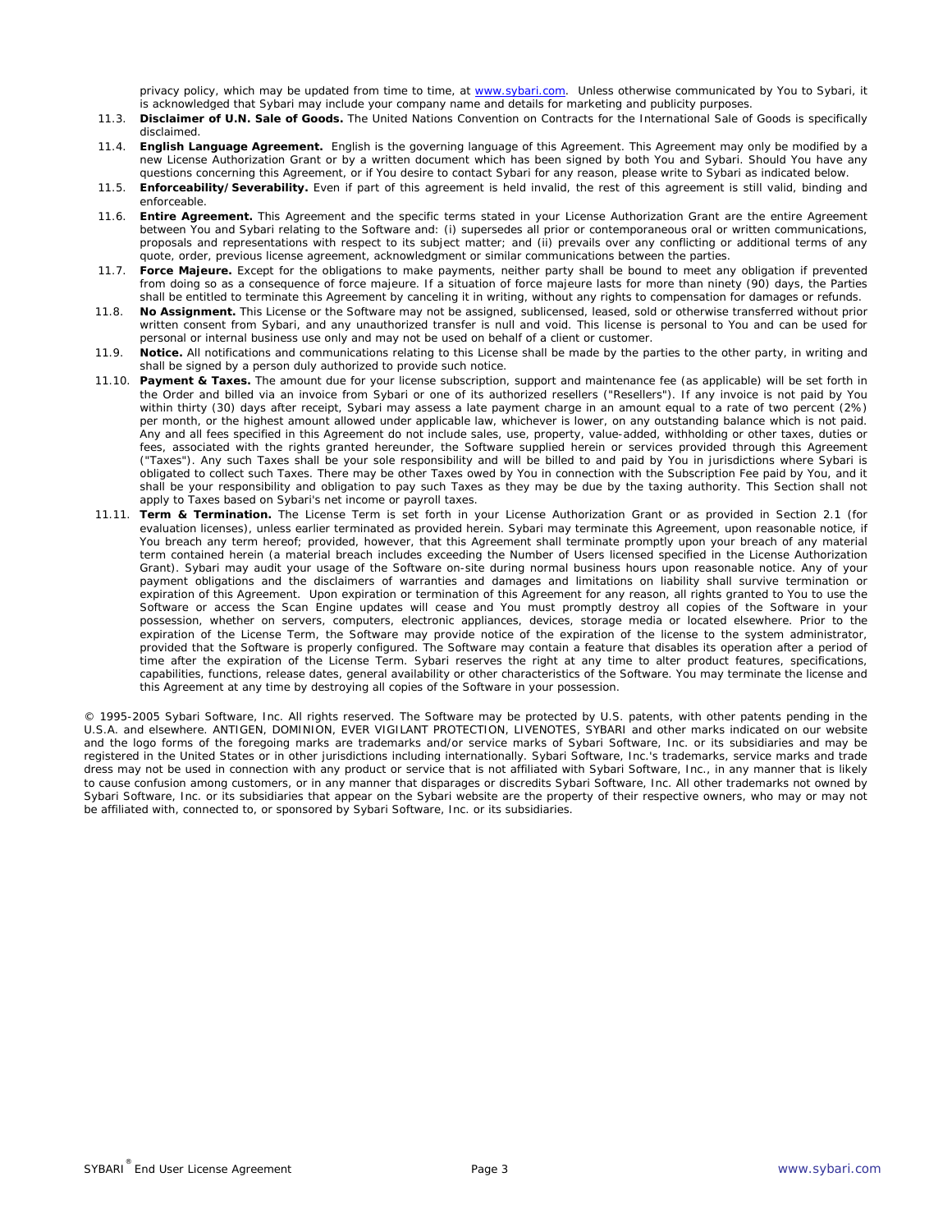privacy policy, which may be updated from time to time, at [www.sybari.com](http://www.sybari.com). Unless otherwise communicated by You to Sybari, it is acknowledged that Sybari may include your company name and details for marketing and publicity purposes.

11.3. **Disclaimer of U.N. Sale of Goods.** The United Nations Convention on Contracts for the International Sale of Goods is specifically disclaimed.

11.4. **English Language Agreement.** English is the governing language of this Agreement. This Agreement may only be modified by a new License Authorization Grant or by a written document which has been signed by both You and Sybari. Should You have any questions concerning this Agreement, or if You desire to contact Sybari for any reason, please write to Sybari as indicated below.

11.5. **Enforceability/Severability.** Even if part of this agreement is held invalid, the rest of this agreement is still valid, binding and enforceable.

11.6. **Entire Agreement.** This Agreement and the specific terms stated in your License Authorization Grant are the entire Agreement between You and Sybari relating to the Software and: (i) supersedes all prior or contemporaneous oral or written communications, proposals and representations with respect to its subject matter; and (ii) prevails over any conflicting or additional terms of any quote, order, previous license agreement, acknowledgment or similar communications between the parties.

11.7. **Force Majeure.** Except for the obligations to make payments, neither party shall be bound to meet any obligation if prevented from doing so as a consequence of force majeure. If a situation of force majeure lasts for more than ninety (90) days, the Parties shall be entitled to terminate this Agreement by canceling it in writing, without any rights to compensation for damages or refunds.

11.8. **No Assignment.** This License or the Software may not be assigned, sublicensed, leased, sold or otherwise transferred without prior written consent from Sybari, and any unauthorized transfer is null and void. This license is personal to You and can be used for personal or internal business use only and may not be used on behalf of a client or customer.

11.9. **Notice.** All notifications and communications relating to this License shall be made by the parties to the other party, in writing and shall be signed by a person duly authorized to provide such notice.

11.10. **Payment & Taxes.** The amount due for your license subscription, support and maintenance fee (as applicable) will be set forth in the Order and billed via an invoice from Sybari or one of its authorized resellers ("Resellers"). If any invoice is not paid by You within thirty (30) days after receipt, Sybari may assess a late payment charge in an amount equal to a rate of two percent (2%) per month, or the highest amount allowed under applicable law, whichever is lower, on any outstanding balance which is not paid. Any and all fees specified in this Agreement do not include sales, use, property, value-added, withholding or other taxes, duties or fees, associated with the rights granted hereunder, the Software supplied herein or services provided through this Agreement ("Taxes"). Any such Taxes shall be your sole responsibility and will be billed to and paid by You in jurisdictions where Sybari is obligated to collect such Taxes. There may be other Taxes owed by You in connection with the Subscription Fee paid by You, and it shall be your responsibility and obligation to pay such Taxes as they may be due by the taxing authority. This Section shall not apply to Taxes based on Sybari's net income or payroll taxes.

11.11. **Term & Termination.** The License Term is set forth in your License Authorization Grant or as provided in Section 2.1 (for evaluation licenses), unless earlier terminated as provided herein. Sybari may terminate this Agreement, upon reasonable notice, if You breach any term hereof; provided, however, that this Agreement shall terminate promptly upon your breach of any material term contained herein (a material breach includes exceeding the Number of Users licensed specified in the License Authorization Grant). Sybari may audit your usage of the Software on-site during normal business hours upon reasonable notice. Any of your payment obligations and the disclaimers of warranties and damages and limitations on liability shall survive termination or expiration of this Agreement. Upon expiration or termination of this Agreement for any reason, all rights granted to You to use the Software or access the Scan Engine updates will cease and You must promptly destroy all copies of the Software in your possession, whether on servers, computers, electronic appliances, devices, storage media or located elsewhere. Prior to the expiration of the License Term, the Software may provide notice of the expiration of the license to the system administrator, provided that the Software is properly configured. The Software may contain a feature that disables its operation after a period of time after the expiration of the License Term. Sybari reserves the right at any time to alter product features, specifications, capabilities, functions, release dates, general availability or other characteristics of the Software. You may terminate the license and this Agreement at any time by destroying all copies of the Software in your possession.

© 1995-2005 Sybari Software, Inc. All rights reserved. The Software may be protected by U.S. patents, with other patents pending in the U.S.A. and elsewhere. ANTIGEN, DOMINION, EVER VIGILANT PROTECTION, LIVENOTES, SYBARI and other marks indicated on our website and the logo forms of the foregoing marks are trademarks and/or service marks of Sybari Software, Inc. or its subsidiaries and may be registered in the United States or in other jurisdictions including internationally. Sybari Software, Inc.'s trademarks, service marks and trade dress may not be used in connection with any product or service that is not affiliated with Sybari Software, Inc., in any manner that is likely to cause confusion among customers, or in any manner that disparages or discredits Sybari Software, Inc. All other trademarks not owned by Sybari Software, Inc. or its subsidiaries that appear on the Sybari website are the property of their respective owners, who may or may not be affiliated with, connected to, or sponsored by Sybari Software, Inc. or its subsidiaries.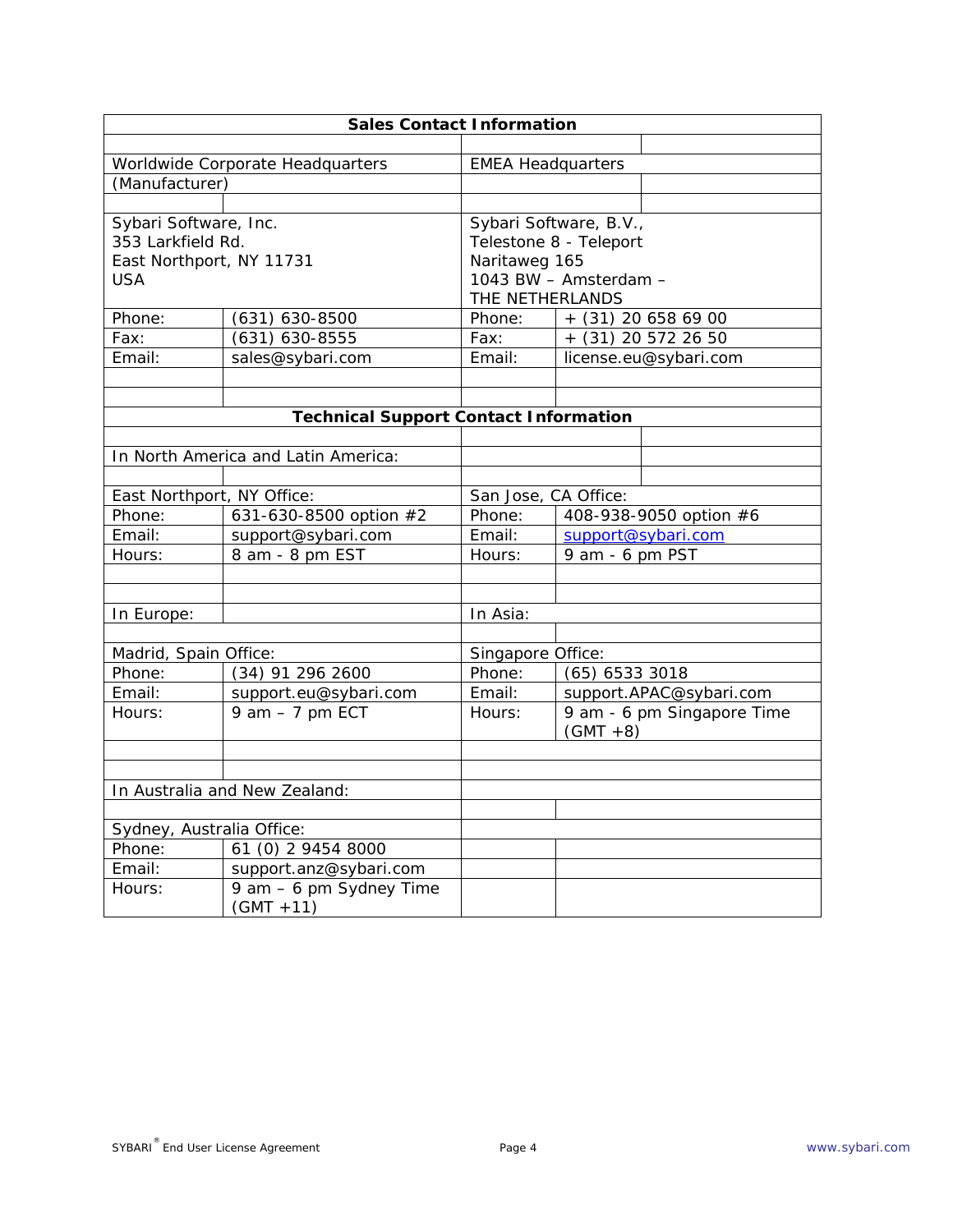| Sales Contact Information | | | |
|---|---|---|---|
| | | | |
| Worldwide Corporate Headquarters (Manufacturer) | | EMEA Headquarters | |
| | | | |
| Sybari Software, Inc.<br>353 Larkfield Rd.<br>East Northport, NY 11731<br>USA | | Sybari Software, B.V.,<br>Telestone 8 - Teleport<br>Naritaweg 165<br>1043 BW – Amsterdam –<br>THE NETHERLANDS | |
| Phone: | (631) 630-8500 | Phone: | + (31) 20 658 69 00 |
| Fax: | (631) 630-8555 | Fax: | + (31) 20 572 26 50 |
| Email: | sales@sybari.com | Email: | license.eu@sybari.com |
| | | | |
| | | | |

| Technical Support Contact Information | | | |
|---|---|---|---|
| | | | |
| In North America and Latin America: | | | |
| | | | |
| East Northport, NY Office: | | San Jose, CA Office: | |
| Phone: | 631-630-8500 option #2 | Phone: | 408-938-9050 option #6 |
| Email: | support@sybari.com | Email: | support@sybari.com |
| Hours: | 8 am - 8 pm EST | Hours: | 9 am - 6 pm PST |
| | | | |
| | | | |
| In Europe: | | In Asia: | |
| | | | |
| Madrid, Spain Office: | | Singapore Office: | |
| Phone: | (34) 91 296 2600 | Phone: | (65) 6533 3018 |
| Email: | support.eu@sybari.com | Email: | support.APAC@sybari.com |
| Hours: | 9 am – 7 pm ECT | Hours: | 9 am - 6 pm Singapore Time (GMT +8) |
| | | | |
| | | | |
| In Australia and New Zealand: | | | |
| | | | |
| Sydney, Australia Office: | | | |
| Phone: | 61 (0) 2 9454 8000 | | |
| Email: | support.anz@sybari.com | | |
| Hours: | 9 am – 6 pm Sydney Time (GMT +11) | | |